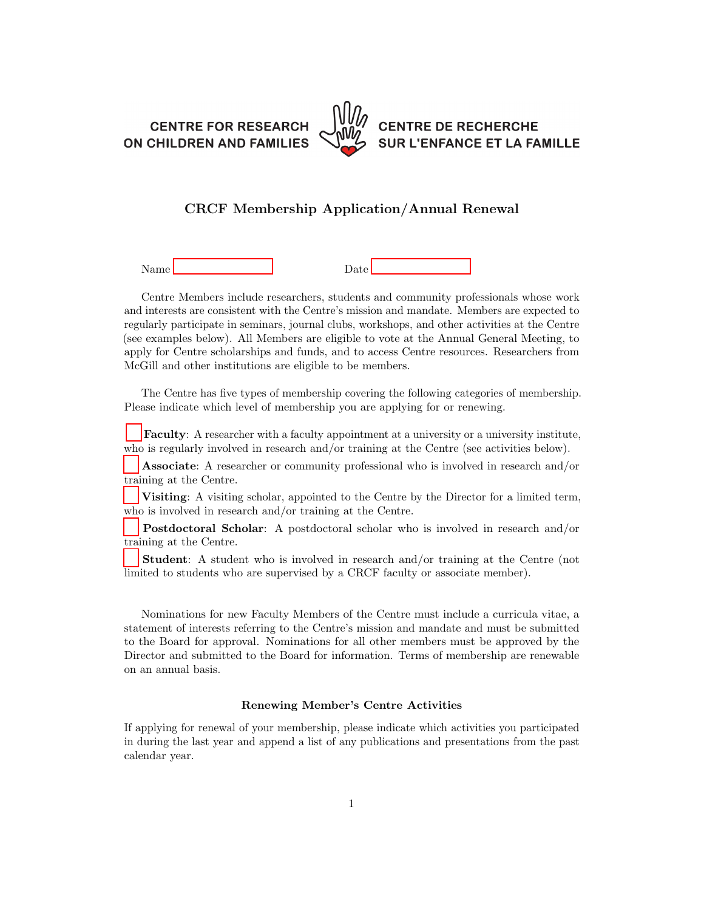CENTRE FOR RESEARCH ON CHILDREN AND FAMILIES

CENTRE DE RECHERCHE SUR L'ENFANCE ET LA FAMILLE

# CRCF Membership Application/Annual Renewal

Name ____________ Date ____________

Centre Members include researchers, students and community professionals whose work and interests are consistent with the Centre's mission and mandate. Members are expected to regularly participate in seminars, journal clubs, workshops, and other activities at the Centre (see examples below). All Members are eligible to vote at the Annual General Meeting, to apply for Centre scholarships and funds, and to access Centre resources. Researchers from McGill and other institutions are eligible to be members.

The Centre has five types of membership covering the following categories of membership. Please indicate which level of membership you are applying for or renewing.

- [ ] **Faculty**: A researcher with a faculty appointment at a university or a university institute, who is regularly involved in research and/or training at the Centre (see activities below).
- [ ] **Associate**: A researcher or community professional who is involved in research and/or training at the Centre.
- [ ] **Visiting**: A visiting scholar, appointed to the Centre by the Director for a limited term, who is involved in research and/or training at the Centre.
- [ ] **Postdoctoral Scholar**: A postdoctoral scholar who is involved in research and/or training at the Centre.
- [ ] **Student**: A student who is involved in research and/or training at the Centre (not limited to students who are supervised by a CRCF faculty or associate member).

Nominations for new Faculty Members of the Centre must include a curricula vitae, a statement of interests referring to the Centre's mission and mandate and must be submitted to the Board for approval. Nominations for all other members must be approved by the Director and submitted to the Board for information. Terms of membership are renewable on an annual basis.

### Renewing Member's Centre Activities

If applying for renewal of your membership, please indicate which activities you participated in during the last year and append a list of any publications and presentations from the past calendar year.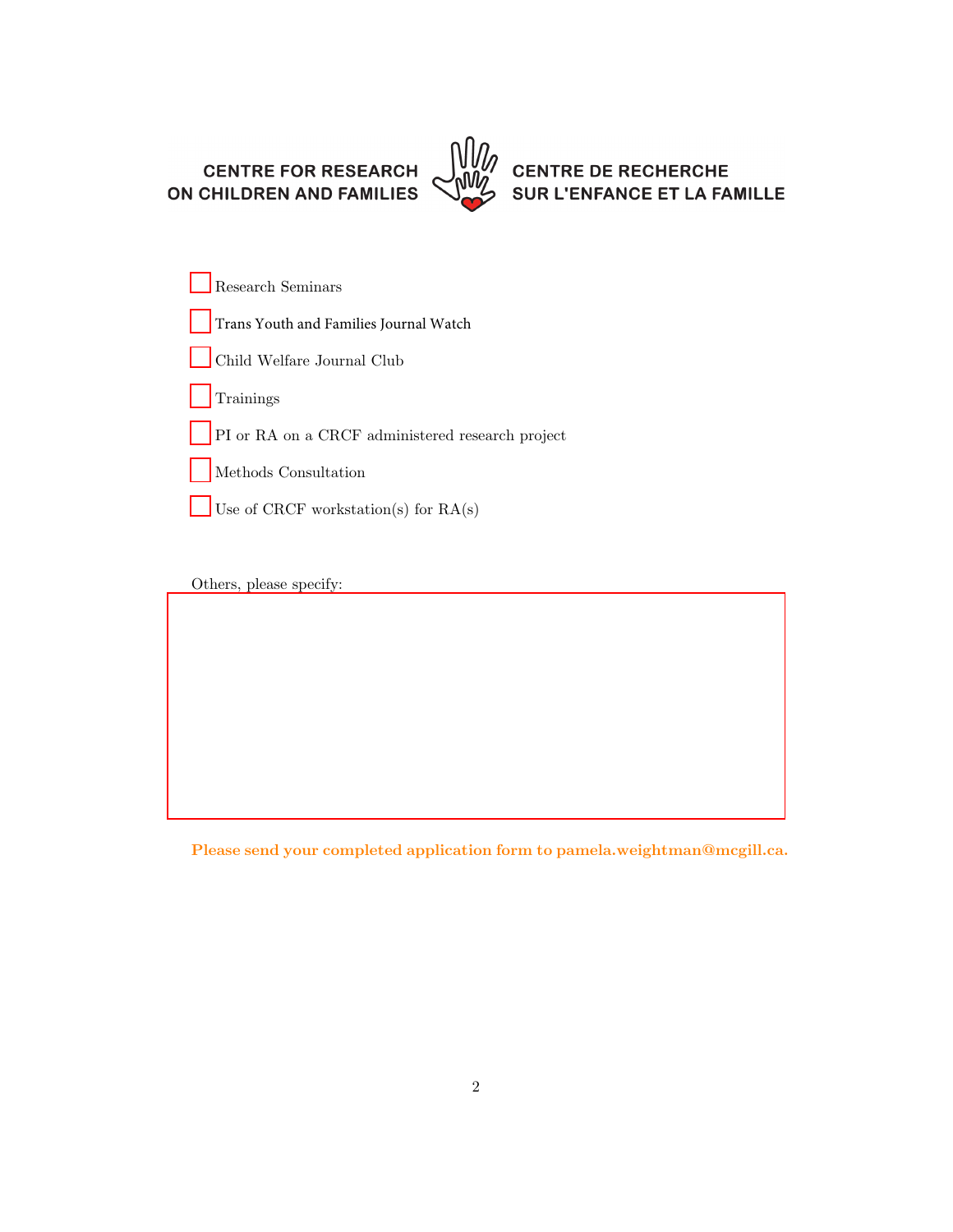CENTRE FOR RESEARCH ON CHILDREN AND FAMILIES

CENTRE DE RECHERCHE SUR L'ENFANCE ET LA FAMILLE

- [ ] Research Seminars
- [ ] Trans Youth and Families Journal Watch
- [ ] Child Welfare Journal Club
- [ ] Trainings
- [ ] PI or RA on a CRCF administered research project
- [ ] Methods Consultation
- [ ] Use of CRCF workstation(s) for RA(s)

Others, please specify:

**Please send your completed application form to pamela.weightman@mcgill.ca.**